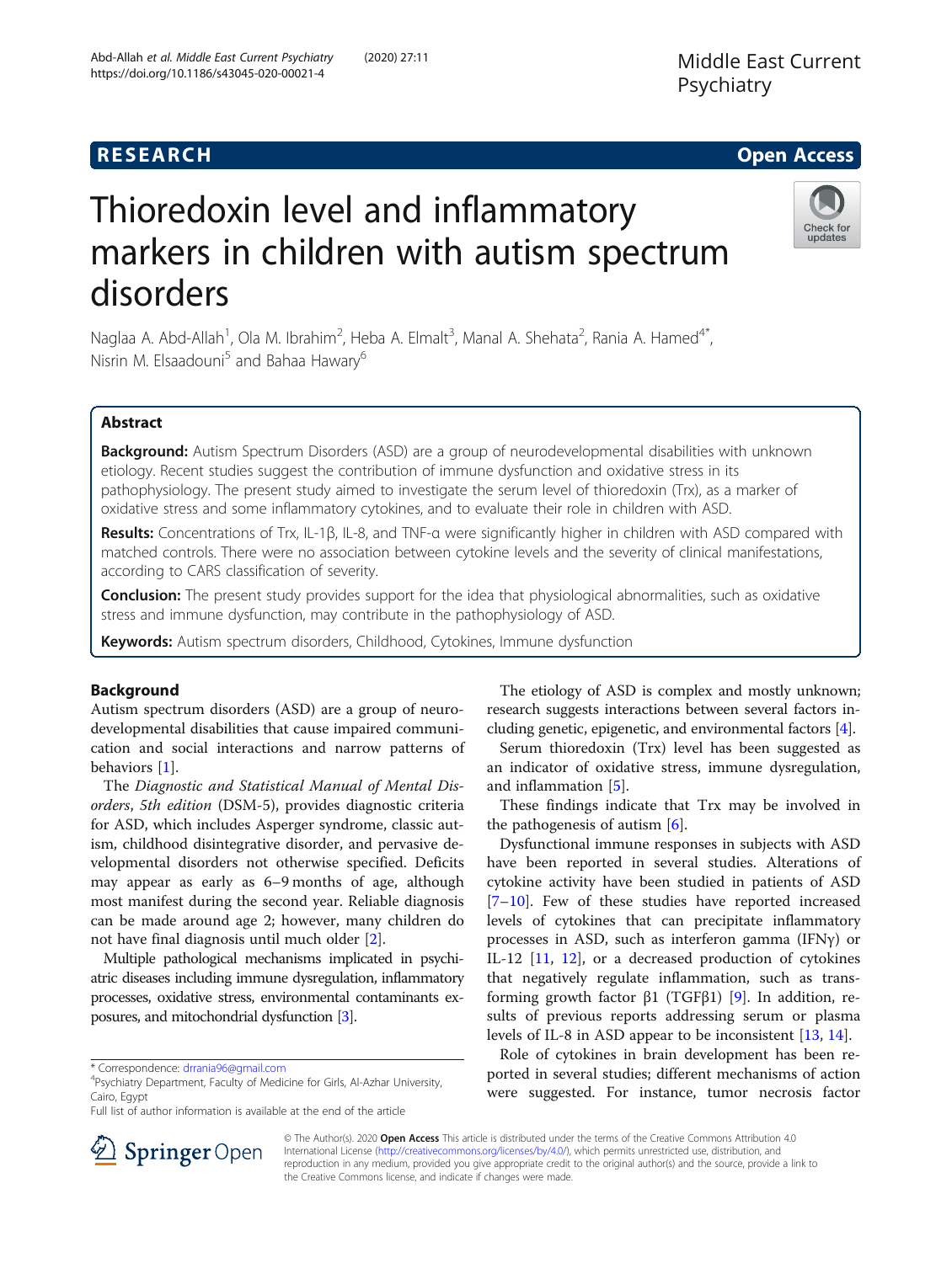RESEARCH Open Access

# Thioredoxin level and inflammatory markers in children with autism spectrum disorders

Naglaa A. Abd-Allah[1], Ola M. Ibrahim[2], Heba A. Elmalt[3], Manal A. Shehata[2], Rania A. Hamed[4*], Nisrin M. Elsaadouni[5] and Bahaa Hawary[6]

## Abstract

**Background:** Autism Spectrum Disorders (ASD) are a group of neurodevelopmental disabilities with unknown etiology. Recent studies suggest the contribution of immune dysfunction and oxidative stress in its pathophysiology. The present study aimed to investigate the serum level of thioredoxin (Trx), as a marker of oxidative stress and some inflammatory cytokines, and to evaluate their role in children with ASD.

**Results:** Concentrations of Trx, IL-1β, IL-8, and TNF-α were significantly higher in children with ASD compared with matched controls. There were no association between cytokine levels and the severity of clinical manifestations, according to CARS classification of severity.

**Conclusion:** The present study provides support for the idea that physiological abnormalities, such as oxidative stress and immune dysfunction, may contribute in the pathophysiology of ASD.

**Keywords:** Autism spectrum disorders, Childhood, Cytokines, Immune dysfunction

## Background

Autism spectrum disorders (ASD) are a group of neurodevelopmental disabilities that cause impaired communication and social interactions and narrow patterns of behaviors [1].

The *Diagnostic and Statistical Manual of Mental Disorders, 5th edition* (DSM-5), provides diagnostic criteria for ASD, which includes Asperger syndrome, classic autism, childhood disintegrative disorder, and pervasive developmental disorders not otherwise specified. Deficits may appear as early as 6–9 months of age, although most manifest during the second year. Reliable diagnosis can be made around age 2; however, many children do not have final diagnosis until much older [2].

Multiple pathological mechanisms implicated in psychiatric diseases including immune dysregulation, inflammatory processes, oxidative stress, environmental contaminants exposures, and mitochondrial dysfunction [3].

The etiology of ASD is complex and mostly unknown; research suggests interactions between several factors including genetic, epigenetic, and environmental factors [4].

Serum thioredoxin (Trx) level has been suggested as an indicator of oxidative stress, immune dysregulation, and inflammation [5].

These findings indicate that Trx may be involved in the pathogenesis of autism [6].

Dysfunctional immune responses in subjects with ASD have been reported in several studies. Alterations of cytokine activity have been studied in patients of ASD [7–10]. Few of these studies have reported increased levels of cytokines that can precipitate inflammatory processes in ASD, such as interferon gamma (IFNγ) or IL-12 [11, 12], or a decreased production of cytokines that negatively regulate inflammation, such as transforming growth factor β1 (TGFβ1) [9]. In addition, results of previous reports addressing serum or plasma levels of IL-8 in ASD appear to be inconsistent [13, 14].

Role of cytokines in brain development has been reported in several studies; different mechanisms of action were suggested. For instance, tumor necrosis factor

\* Correspondence: drrania96@gmail.com
[4]Psychiatry Department, Faculty of Medicine for Girls, Al-Azhar University, Cairo, Egypt
Full list of author information is available at the end of the article

© The Author(s). 2020 **Open Access** This article is distributed under the terms of the Creative Commons Attribution 4.0 International License (http://creativecommons.org/licenses/by/4.0/), which permits unrestricted use, distribution, and reproduction in any medium, provided you give appropriate credit to the original author(s) and the source, provide a link to the Creative Commons license, and indicate if changes were made.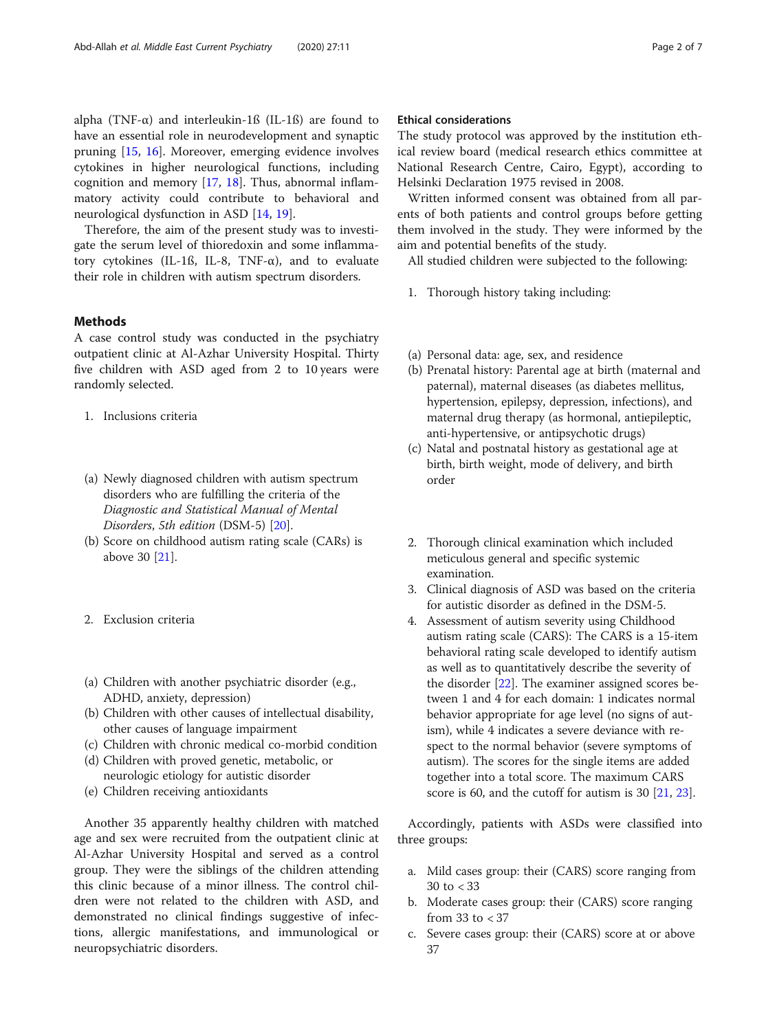alpha (TNF-α) and interleukin-1ß (IL-1ß) are found to have an essential role in neurodevelopment and synaptic pruning [15, 16]. Moreover, emerging evidence involves cytokines in higher neurological functions, including cognition and memory [17, 18]. Thus, abnormal inflammatory activity could contribute to behavioral and neurological dysfunction in ASD [14, 19].

Therefore, the aim of the present study was to investigate the serum level of thioredoxin and some inflammatory cytokines (IL-1ß, IL-8, TNF-α), and to evaluate their role in children with autism spectrum disorders.

## Methods

A case control study was conducted in the psychiatry outpatient clinic at Al-Azhar University Hospital. Thirty five children with ASD aged from 2 to 10 years were randomly selected.

1. Inclusions criteria

(a) Newly diagnosed children with autism spectrum disorders who are fulfilling the criteria of the *Diagnostic and Statistical Manual of Mental Disorders, 5th edition* (DSM-5) [20].
(b) Score on childhood autism rating scale (CARs) is above 30 [21].

2. Exclusion criteria

(a) Children with another psychiatric disorder (e.g., ADHD, anxiety, depression)
(b) Children with other causes of intellectual disability, other causes of language impairment
(c) Children with chronic medical co-morbid condition
(d) Children with proved genetic, metabolic, or neurologic etiology for autistic disorder
(e) Children receiving antioxidants

Another 35 apparently healthy children with matched age and sex were recruited from the outpatient clinic at Al-Azhar University Hospital and served as a control group. They were the siblings of the children attending this clinic because of a minor illness. The control children were not related to the children with ASD, and demonstrated no clinical findings suggestive of infections, allergic manifestations, and immunological or neuropsychiatric disorders.

### Ethical considerations

The study protocol was approved by the institution ethical review board (medical research ethics committee at National Research Centre, Cairo, Egypt), according to Helsinki Declaration 1975 revised in 2008.

Written informed consent was obtained from all parents of both patients and control groups before getting them involved in the study. They were informed by the aim and potential benefits of the study.

All studied children were subjected to the following:

1. Thorough history taking including:

(a) Personal data: age, sex, and residence
(b) Prenatal history: Parental age at birth (maternal and paternal), maternal diseases (as diabetes mellitus, hypertension, epilepsy, depression, infections), and maternal drug therapy (as hormonal, antiepileptic, anti-hypertensive, or antipsychotic drugs)
(c) Natal and postnatal history as gestational age at birth, birth weight, mode of delivery, and birth order

2. Thorough clinical examination which included meticulous general and specific systemic examination.
3. Clinical diagnosis of ASD was based on the criteria for autistic disorder as defined in the DSM-5.
4. Assessment of autism severity using Childhood autism rating scale (CARS): The CARS is a 15-item behavioral rating scale developed to identify autism as well as to quantitatively describe the severity of the disorder [22]. The examiner assigned scores between 1 and 4 for each domain: 1 indicates normal behavior appropriate for age level (no signs of autism), while 4 indicates a severe deviance with respect to the normal behavior (severe symptoms of autism). The scores for the single items are added together into a total score. The maximum CARS score is 60, and the cutoff for autism is 30 [21, 23].

Accordingly, patients with ASDs were classified into three groups:

a. Mild cases group: their (CARS) score ranging from 30 to < 33
b. Moderate cases group: their (CARS) score ranging from 33 to < 37
c. Severe cases group: their (CARS) score at or above 37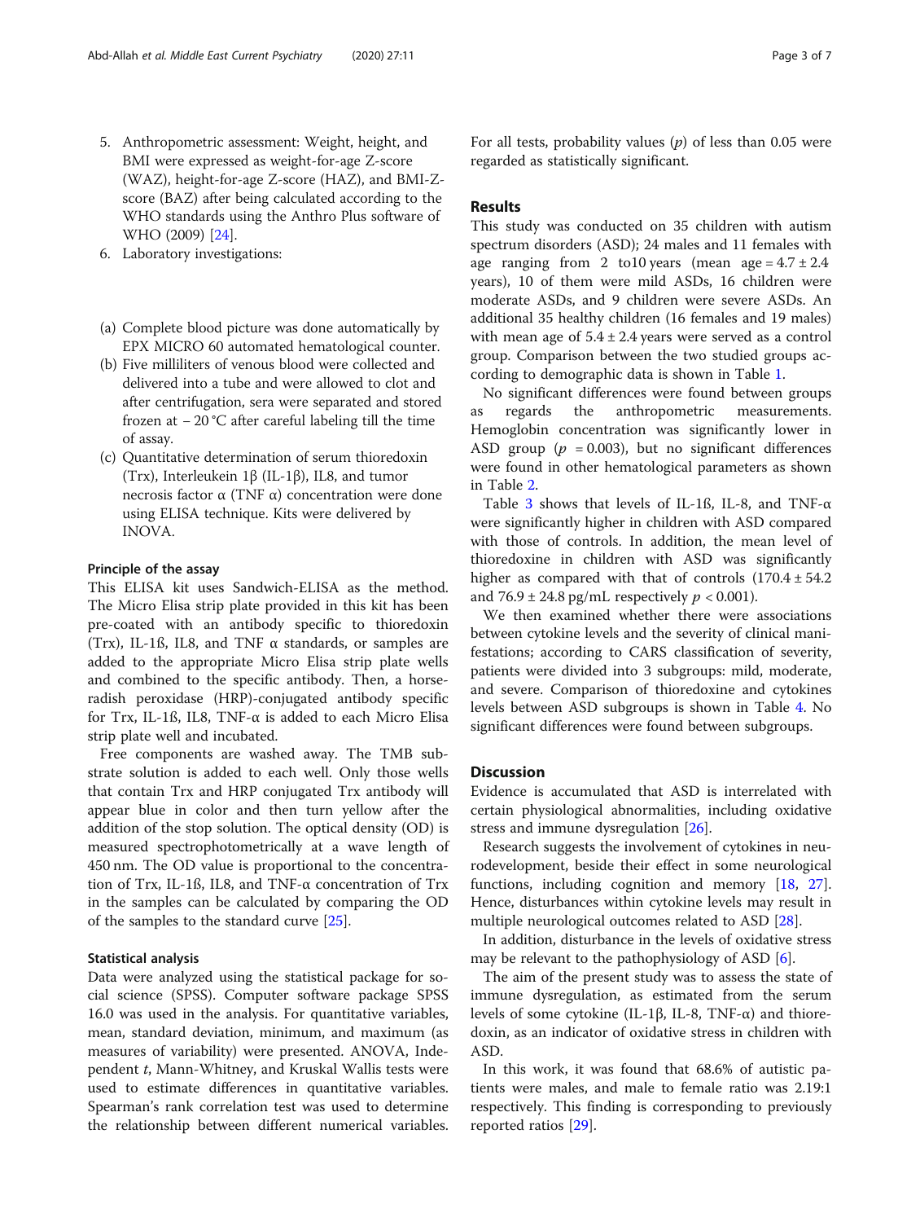5. Anthropometric assessment: Weight, height, and BMI were expressed as weight-for-age Z-score (WAZ), height-for-age Z-score (HAZ), and BMI-Z-score (BAZ) after being calculated according to the WHO standards using the Anthro Plus software of WHO (2009) [24].
6. Laboratory investigations:

(a) Complete blood picture was done automatically by EPX MICRO 60 automated hematological counter.
(b) Five milliliters of venous blood were collected and delivered into a tube and were allowed to clot and after centrifugation, sera were separated and stored frozen at − 20 °C after careful labeling till the time of assay.
(c) Quantitative determination of serum thioredoxin (Trx), Interleukin 1β (IL-1β), IL8, and tumor necrosis factor α (TNF α) concentration were done using ELISA technique. Kits were delivered by INOVA.

#### Principle of the assay

This ELISA kit uses Sandwich-ELISA as the method. The Micro Elisa strip plate provided in this kit has been pre-coated with an antibody specific to thioredoxin (Trx), IL-1ß, IL8, and TNF α standards, or samples are added to the appropriate Micro Elisa strip plate wells and combined to the specific antibody. Then, a horse-radish peroxidase (HRP)-conjugated antibody specific for Trx, IL-1ß, IL8, TNF-α is added to each Micro Elisa strip plate well and incubated.

Free components are washed away. The TMB substrate solution is added to each well. Only those wells that contain Trx and HRP conjugated Trx antibody will appear blue in color and then turn yellow after the addition of the stop solution. The optical density (OD) is measured spectrophotometrically at a wave length of 450 nm. The OD value is proportional to the concentration of Trx, IL-1ß, IL8, and TNF-α concentration of Trx in the samples can be calculated by comparing the OD of the samples to the standard curve [25].

#### Statistical analysis

Data were analyzed using the statistical package for social science (SPSS). Computer software package SPSS 16.0 was used in the analysis. For quantitative variables, mean, standard deviation, minimum, and maximum (as measures of variability) were presented. ANOVA, Independent *t*, Mann-Whitney, and Kruskal Wallis tests were used to estimate differences in quantitative variables. Spearman's rank correlation test was used to determine the relationship between different numerical variables. For all tests, probability values ($p$) of less than 0.05 were regarded as statistically significant.

## Results

This study was conducted on 35 children with autism spectrum disorders (ASD); 24 males and 11 females with age ranging from 2 to10 years (mean age = 4.7 ± 2.4 years), 10 of them were mild ASDs, 16 children were moderate ASDs, and 9 children were severe ASDs. An additional 35 healthy children (16 females and 19 males) with mean age of 5.4 ± 2.4 years were served as a control group. Comparison between the two studied groups according to demographic data is shown in Table 1.

No significant differences were found between groups as regards the anthropometric measurements. Hemoglobin concentration was significantly lower in ASD group ($p$ = 0.003), but no significant differences were found in other hematological parameters as shown in Table 2.

Table 3 shows that levels of IL-1ß, IL-8, and TNF-α were significantly higher in children with ASD compared with those of controls. In addition, the mean level of thioredoxine in children with ASD was significantly higher as compared with that of controls (170.4 ± 54.2 and 76.9 ± 24.8 pg/mL respectively $p < 0.001$).

We then examined whether there were associations between cytokine levels and the severity of clinical manifestations; according to CARS classification of severity, patients were divided into 3 subgroups: mild, moderate, and severe. Comparison of thioredoxine and cytokines levels between ASD subgroups is shown in Table 4. No significant differences were found between subgroups.

## Discussion

Evidence is accumulated that ASD is interrelated with certain physiological abnormalities, including oxidative stress and immune dysregulation [26].

Research suggests the involvement of cytokines in neurodevelopment, beside their effect in some neurological functions, including cognition and memory [18, 27]. Hence, disturbances within cytokine levels may result in multiple neurological outcomes related to ASD [28].

In addition, disturbance in the levels of oxidative stress may be relevant to the pathophysiology of ASD [6].

The aim of the present study was to assess the state of immune dysregulation, as estimated from the serum levels of some cytokine (IL-1β, IL-8, TNF-α) and thioredoxin, as an indicator of oxidative stress in children with ASD.

In this work, it was found that 68.6% of autistic patients were males, and male to female ratio was 2.19:1 respectively. This finding is corresponding to previously reported ratios [29].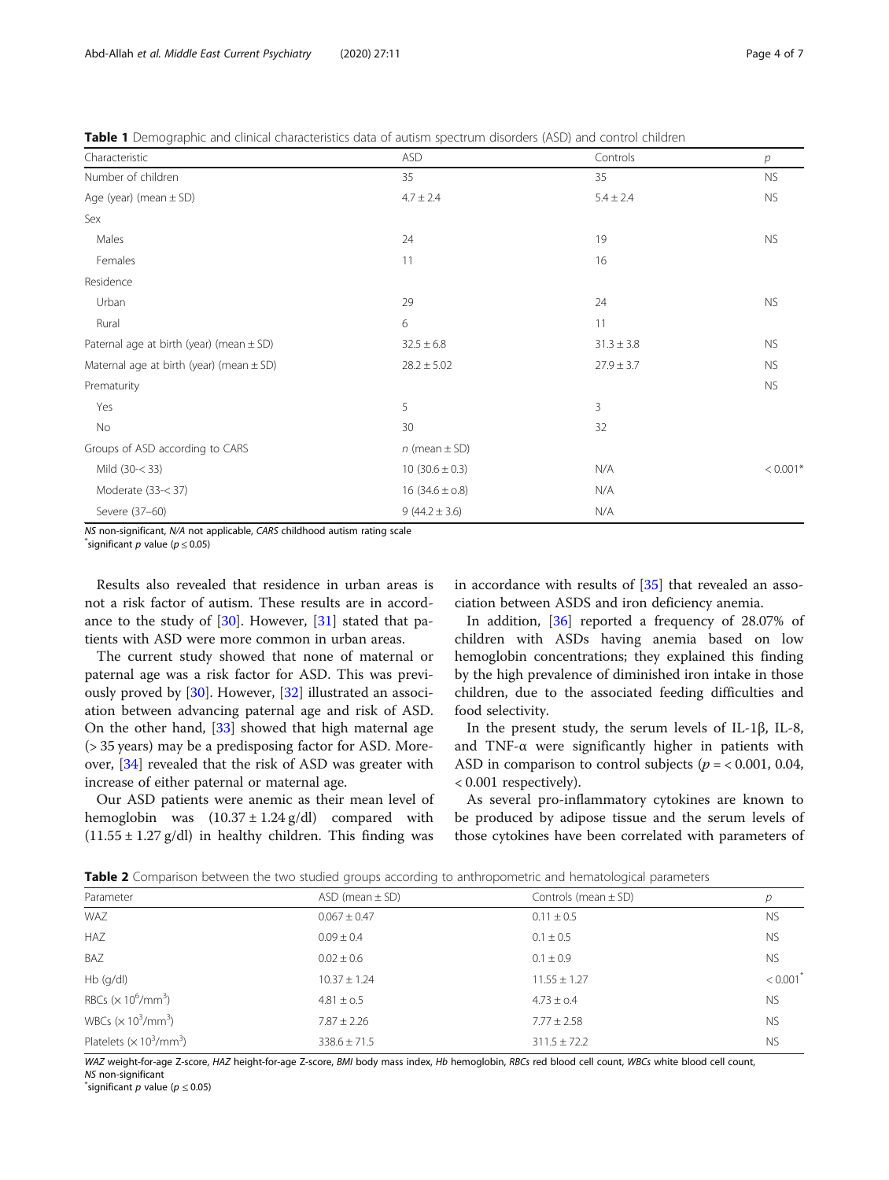**Table 1** Demographic and clinical characteristics data of autism spectrum disorders (ASD) and control children

| Characteristic | ASD | Controls | *p* |
|---|---|---|---|
| Number of children | 35 | 35 | NS |
| Age (year) (mean ± SD) | 4.7 ± 2.4 | 5.4 ± 2.4 | NS |
| Sex | | | |
| Males | 24 | 19 | NS |
| Females | 11 | 16 | |
| Residence | | | |
| Urban | 29 | 24 | NS |
| Rural | 6 | 11 | |
| Paternal age at birth (year) (mean ± SD) | 32.5 ± 6.8 | 31.3 ± 3.8 | NS |
| Maternal age at birth (year) (mean ± SD) | 28.2 ± 5.02 | 27.9 ± 3.7 | NS |
| Prematurity | | | NS |
| Yes | 5 | 3 | |
| No | 30 | 32 | |
| Groups of ASD according to CARS | *n* (mean ± SD) | | |
| Mild (30-< 33) | 10 (30.6 ± 0.3) | N/A | < 0.001* |
| Moderate (33-< 37) | 16 (34.6 ± o.8) | N/A | |
| Severe (37–60) | 9 (44.2 ± 3.6) | N/A | |

*NS* non-significant, *N/A* not applicable, *CARS* childhood autism rating scale
*significant *p* value ($p \leq 0.05$)

Results also revealed that residence in urban areas is not a risk factor of autism. These results are in accordance to the study of [30]. However, [31] stated that patients with ASD were more common in urban areas.

The current study showed that none of maternal or paternal age was a risk factor for ASD. This was previously proved by [30]. However, [32] illustrated an association between advancing paternal age and risk of ASD. On the other hand, [33] showed that high maternal age (> 35 years) may be a predisposing factor for ASD. Moreover, [34] revealed that the risk of ASD was greater with increase of either paternal or maternal age.

Our ASD patients were anemic as their mean level of hemoglobin was (10.37 ± 1.24 g/dl) compared with (11.55 ± 1.27 g/dl) in healthy children. This finding was in accordance with results of [35] that revealed an association between ASDS and iron deficiency anemia.

In addition, [36] reported a frequency of 28.07% of children with ASDs having anemia based on low hemoglobin concentrations; they explained this finding by the high prevalence of diminished iron intake in those children, due to the associated feeding difficulties and food selectivity.

In the present study, the serum levels of IL-1β, IL-8, and TNF-α were significantly higher in patients with ASD in comparison to control subjects ($p$ = < 0.001, 0.04, < 0.001 respectively).

As several pro-inflammatory cytokines are known to be produced by adipose tissue and the serum levels of those cytokines have been correlated with parameters of

**Table 2** Comparison between the two studied groups according to anthropometric and hematological parameters

| Parameter | ASD (mean ± SD) | Controls (mean ± SD) | *p* |
|---|---|---|---|
| WAZ | 0.067 ± 0.47 | 0.11 ± 0.5 | NS |
| HAZ | 0.09 ± 0.4 | 0.1 ± 0.5 | NS |
| BAZ | 0.02 ± 0.6 | 0.1 ± 0.9 | NS |
| Hb (g/dl) | 10.37 ± 1.24 | 11.55 ± 1.27 | < 0.001* |
| RBCs ($\times 10^6$/mm$^3$) | 4.81 ± o.5 | 4.73 ± o.4 | NS |
| WBCs ($\times 10^3$/mm$^3$) | 7.87 ± 2.26 | 7.77 ± 2.58 | NS |
| Platelets ($\times 10^3$/mm$^3$) | 338.6 ± 71.5 | 311.5 ± 72.2 | NS |

*WAZ* weight-for-age Z-score, *HAZ* height-for-age Z-score, *BMI* body mass index, *Hb* hemoglobin, *RBCs* red blood cell count, *WBCs* white blood cell count, *NS* non-significant
*significant *p* value ($p \leq 0.05$)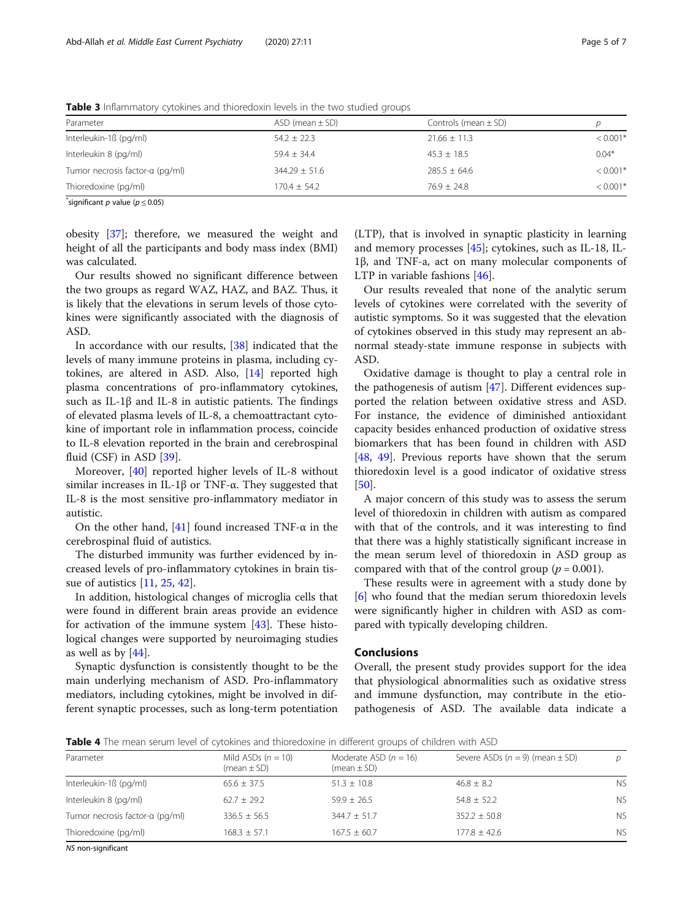**Table 3** Inflammatory cytokines and thioredoxin levels in the two studied groups

| Parameter | ASD (mean ± SD) | Controls (mean ± SD) | p |
| --- | --- | --- | --- |
| Interleukin-1ß (pg/ml) | 54.2 ± 22.3 | 21.66 ± 11.3 | < 0.001* |
| Interleukin 8 (pg/ml) | 59.4 ± 34.4 | 45.3 ± 18.5 | 0.04* |
| Tumor necrosis factor-α (pg/ml) | 344.29 ± 51.6 | 285.5 ± 64.6 | < 0.001* |
| Thioredoxine (pg/ml) | 170.4 ± 54.2 | 76.9 ± 24.8 | < 0.001* |

*significant *p* value ($p \leq 0.05$)

obesity [37]; therefore, we measured the weight and height of all the participants and body mass index (BMI) was calculated.

Our results showed no significant difference between the two groups as regard WAZ, HAZ, and BAZ. Thus, it is likely that the elevations in serum levels of those cytokines were significantly associated with the diagnosis of ASD.

In accordance with our results, [38] indicated that the levels of many immune proteins in plasma, including cytokines, are altered in ASD. Also, [14] reported high plasma concentrations of pro-inflammatory cytokines, such as IL-1β and IL-8 in autistic patients. The findings of elevated plasma levels of IL-8, a chemoattractant cytokine of important role in inflammation process, coincide to IL-8 elevation reported in the brain and cerebrospinal fluid (CSF) in ASD [39].

Moreover, [40] reported higher levels of IL-8 without similar increases in IL-1β or TNF-α. They suggested that IL-8 is the most sensitive pro-inflammatory mediator in autistic.

On the other hand, [41] found increased TNF-α in the cerebrospinal fluid of autistics.

The disturbed immunity was further evidenced by increased levels of pro-inflammatory cytokines in brain tissue of autistics [11, 25, 42].

In addition, histological changes of microglia cells that were found in different brain areas provide an evidence for activation of the immune system [43]. These histological changes were supported by neuroimaging studies as well as by [44].

Synaptic dysfunction is consistently thought to be the main underlying mechanism of ASD. Pro-inflammatory mediators, including cytokines, might be involved in different synaptic processes, such as long-term potentiation (LTP), that is involved in synaptic plasticity in learning and memory processes [45]; cytokines, such as IL-18, IL-1β, and TNF-a, act on many molecular components of LTP in variable fashions [46].

Our results revealed that none of the analytic serum levels of cytokines were correlated with the severity of autistic symptoms. So it was suggested that the elevation of cytokines observed in this study may represent an abnormal steady-state immune response in subjects with ASD.

Oxidative damage is thought to play a central role in the pathogenesis of autism [47]. Different evidences supported the relation between oxidative stress and ASD. For instance, the evidence of diminished antioxidant capacity besides enhanced production of oxidative stress biomarkers that has been found in children with ASD [48, 49]. Previous reports have shown that the serum thioredoxin level is a good indicator of oxidative stress [50].

A major concern of this study was to assess the serum level of thioredoxin in children with autism as compared with that of the controls, and it was interesting to find that there was a highly statistically significant increase in the mean serum level of thioredoxin in ASD group as compared with that of the control group ($p = 0.001$).

These results were in agreement with a study done by [6] who found that the median serum thioredoxin levels were significantly higher in children with ASD as compared with typically developing children.

## Conclusions

Overall, the present study provides support for the idea that physiological abnormalities such as oxidative stress and immune dysfunction, may contribute in the etiopathogenesis of ASD. The available data indicate a

**Table 4** The mean serum level of cytokines and thioredoxine in different groups of children with ASD

| Parameter | Mild ASDs ($n = 10$) (mean ± SD) | Moderate ASD ($n = 16$) (mean ± SD) | Severe ASDs ($n = 9$) (mean ± SD) | p |
| --- | --- | --- | --- | --- |
| Interleukin-1ß (pg/ml) | 65.6 ± 37.5 | 51.3 ± 10.8 | 46.8 ± 8.2 | NS |
| Interleukin 8 (pg/ml) | 62.7 ± 29.2 | 59.9 ± 26.5 | 54.8 ± 52.2 | NS |
| Tumor necrosis factor-α (pg/ml) | 336.5 ± 56.5 | 344.7 ± 51.7 | 352.2 ± 50.8 | NS |
| Thioredoxine (pg/ml) | 168.3 ± 57.1 | 167.5 ± 60.7 | 177.8 ± 42.6 | NS |

*NS* non-significant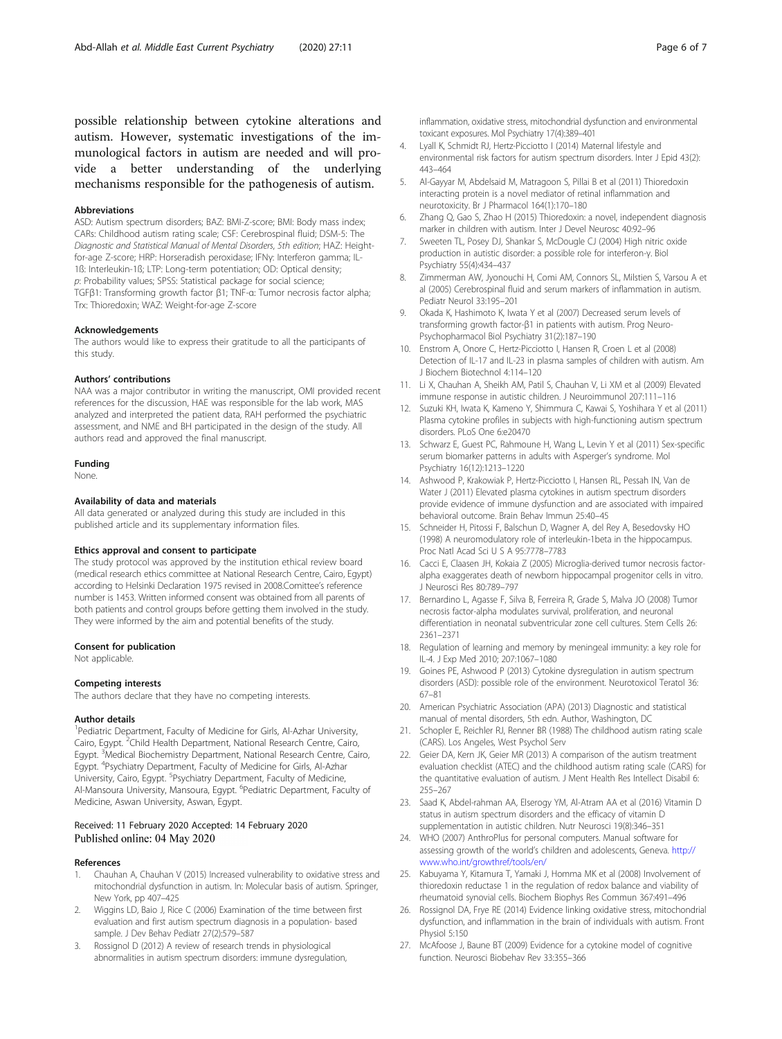possible relationship between cytokine alterations and autism. However, systematic investigations of the immunological factors in autism are needed and will provide a better understanding of the underlying mechanisms responsible for the pathogenesis of autism.

### Abbreviations

ASD: Autism spectrum disorders; BAZ: BMI-Z-score; BMI: Body mass index; CARs: Childhood autism rating scale; CSF: Cerebrospinal fluid; DSM-5: The *Diagnostic and Statistical Manual of Mental Disorders*, *5th edition*; HAZ: Height-for-age Z-score; HRP: Horseradish peroxidase; IFNγ: Interferon gamma; IL-1ß: Interleukin-1ß; LTP: Long-term potentiation; OD: Optical density; *p*: Probability values; SPSS: Statistical package for social science; TGFβ1: Transforming growth factor β1; TNF-α: Tumor necrosis factor alpha; Trx: Thioredoxin; WAZ: Weight-for-age Z-score

### Acknowledgements

The authors would like to express their gratitude to all the participants of this study.

### Authors' contributions

NAA was a major contributor in writing the manuscript, OMI provided recent references for the discussion, HAE was responsible for the lab work, MAS analyzed and interpreted the patient data, RAH performed the psychiatric assessment, and NME and BH participated in the design of the study. All authors read and approved the final manuscript.

### Funding

None.

### Availability of data and materials

All data generated or analyzed during this study are included in this published article and its supplementary information files.

### Ethics approval and consent to participate

The study protocol was approved by the institution ethical review board (medical research ethics committee at National Research Centre, Cairo, Egypt) according to Helsinki Declaration 1975 revised in 2008.Comittee's reference number is 1453. Written informed consent was obtained from all parents of both patients and control groups before getting them involved in the study. They were informed by the aim and potential benefits of the study.

### Consent for publication

Not applicable.

### Competing interests

The authors declare that they have no competing interests.

### Author details

[1]Pediatric Department, Faculty of Medicine for Girls, Al-Azhar University, Cairo, Egypt. [2]Child Health Department, National Research Centre, Cairo, Egypt. [3]Medical Biochemistry Department, National Research Centre, Cairo, Egypt. [4]Psychiatry Department, Faculty of Medicine for Girls, Al-Azhar University, Cairo, Egypt. [5]Psychiatry Department, Faculty of Medicine, Al-Mansoura University, Mansoura, Egypt. [6]Pediatric Department, Faculty of Medicine, Aswan University, Aswan, Egypt.

Received: 11 February 2020 Accepted: 14 February 2020
Published online: 04 May 2020

### References

1. Chauhan A, Chauhan V (2015) Increased vulnerability to oxidative stress and mitochondrial dysfunction in autism. In: Molecular basis of autism. Springer, New York, pp 407–425
2. Wiggins LD, Baio J, Rice C (2006) Examination of the time between first evaluation and first autism spectrum diagnosis in a population- based sample. J Dev Behav Pediatr 27(2):579–587
3. Rossignol D (2012) A review of research trends in physiological abnormalities in autism spectrum disorders: immune dysregulation, inflammation, oxidative stress, mitochondrial dysfunction and environmental toxicant exposures. Mol Psychiatry 17(4):389–401
4. Lyall K, Schmidt RJ, Hertz-Picciotto I (2014) Maternal lifestyle and environmental risk factors for autism spectrum disorders. Inter J Epid 43(2): 443–464
5. Al-Gayyar M, Abdelsaid M, Matragoon S, Pillai B et al (2011) Thioredoxin interacting protein is a novel mediator of retinal inflammation and neurotoxicity. Br J Pharmacol 164(1):170–180
6. Zhang Q, Gao S, Zhao H (2015) Thioredoxin: a novel, independent diagnosis marker in children with autism. Inter J Devel Neurosc 40:92–96
7. Sweeten TL, Posey DJ, Shankar S, McDougle CJ (2004) High nitric oxide production in autistic disorder: a possible role for interferon-γ. Biol Psychiatry 55(4):434–437
8. Zimmerman AW, Jyonouchi H, Comi AM, Connors SL, Milstien S, Varsou A et al (2005) Cerebrospinal fluid and serum markers of inflammation in autism. Pediatr Neurol 33:195–201
9. Okada K, Hashimoto K, Iwata Y et al (2007) Decreased serum levels of transforming growth factor-β1 in patients with autism. Prog Neuro-Psychopharmacol Biol Psychiatry 31(2):187–190
10. Enstrom A, Onore C, Hertz-Picciotto I, Hansen R, Croen L et al (2008) Detection of IL-17 and IL-23 in plasma samples of children with autism. Am J Biochem Biotechnol 4:114–120
11. Li X, Chauhan A, Sheikh AM, Patil S, Chauhan V, Li XM et al (2009) Elevated immune response in autistic children. J Neuroimmunol 207:111–116
12. Suzuki KH, Iwata K, Kameno Y, Shimmura C, Kawai S, Yoshihara Y et al (2011) Plasma cytokine profiles in subjects with high-functioning autism spectrum disorders. PLoS One 6:e20470
13. Schwarz E, Guest PC, Rahmoune H, Wang L, Levin Y et al (2011) Sex-specific serum biomarker patterns in adults with Asperger's syndrome. Mol Psychiatry 16(12):1213–1220
14. Ashwood P, Krakowiak P, Hertz-Picciotto I, Hansen RL, Pessah IN, Van de Water J (2011) Elevated plasma cytokines in autism spectrum disorders provide evidence of immune dysfunction and are associated with impaired behavioral outcome. Brain Behav Immun 25:40–45
15. Schneider H, Pitossi F, Balschun D, Wagner A, del Rey A, Besedovsky HO (1998) A neuromodulatory role of interleukin-1beta in the hippocampus. Proc Natl Acad Sci U S A 95:7778–7783
16. Cacci E, Claasen JH, Kokaia Z (2005) Microglia-derived tumor necrosis factor-alpha exaggerates death of newborn hippocampal progenitor cells in vitro. J Neurosci Res 80:789–797
17. Bernardino L, Agasse F, Silva B, Ferreira R, Grade S, Malva JO (2008) Tumor necrosis factor-alpha modulates survival, proliferation, and neuronal differentiation in neonatal subventricular zone cell cultures. Stem Cells 26: 2361–2371
18. Regulation of learning and memory by meningeal immunity: a key role for IL-4. J Exp Med 2010; 207:1067–1080
19. Goines PE, Ashwood P (2013) Cytokine dysregulation in autism spectrum disorders (ASD): possible role of the environment. Neurotoxicol Teratol 36: 67–81
20. American Psychiatric Association (APA) (2013) Diagnostic and statistical manual of mental disorders, 5th edn. Author, Washington, DC
21. Schopler E, Reichler RJ, Renner BR (1988) The childhood autism rating scale (CARS). Los Angeles, West Psychol Serv
22. Geier DA, Kern JK, Geier MR (2013) A comparison of the autism treatment evaluation checklist (ATEC) and the childhood autism rating scale (CARS) for the quantitative evaluation of autism. J Ment Health Res Intellect Disabil 6: 255–267
23. Saad K, Abdel-rahman AA, Elserogy YM, Al-Atram AA et al (2016) Vitamin D status in autism spectrum disorders and the efficacy of vitamin D supplementation in autistic children. Nutr Neurosci 19(8):346–351
24. WHO (2007) AnthroPlus for personal computers. Manual software for assessing growth of the world's children and adolescents, Geneva. http://www.who.int/growthref/tools/en/
25. Kabuyama Y, Kitamura T, Yamaki J, Homma MK et al (2008) Involvement of thioredoxin reductase 1 in the regulation of redox balance and viability of rheumatoid synovial cells. Biochem Biophys Res Commun 367:491–496
26. Rossignol DA, Frye RE (2014) Evidence linking oxidative stress, mitochondrial dysfunction, and inflammation in the brain of individuals with autism. Front Physiol 5:150
27. McAfoose J, Baune BT (2009) Evidence for a cytokine model of cognitive function. Neurosci Biobehav Rev 33:355–366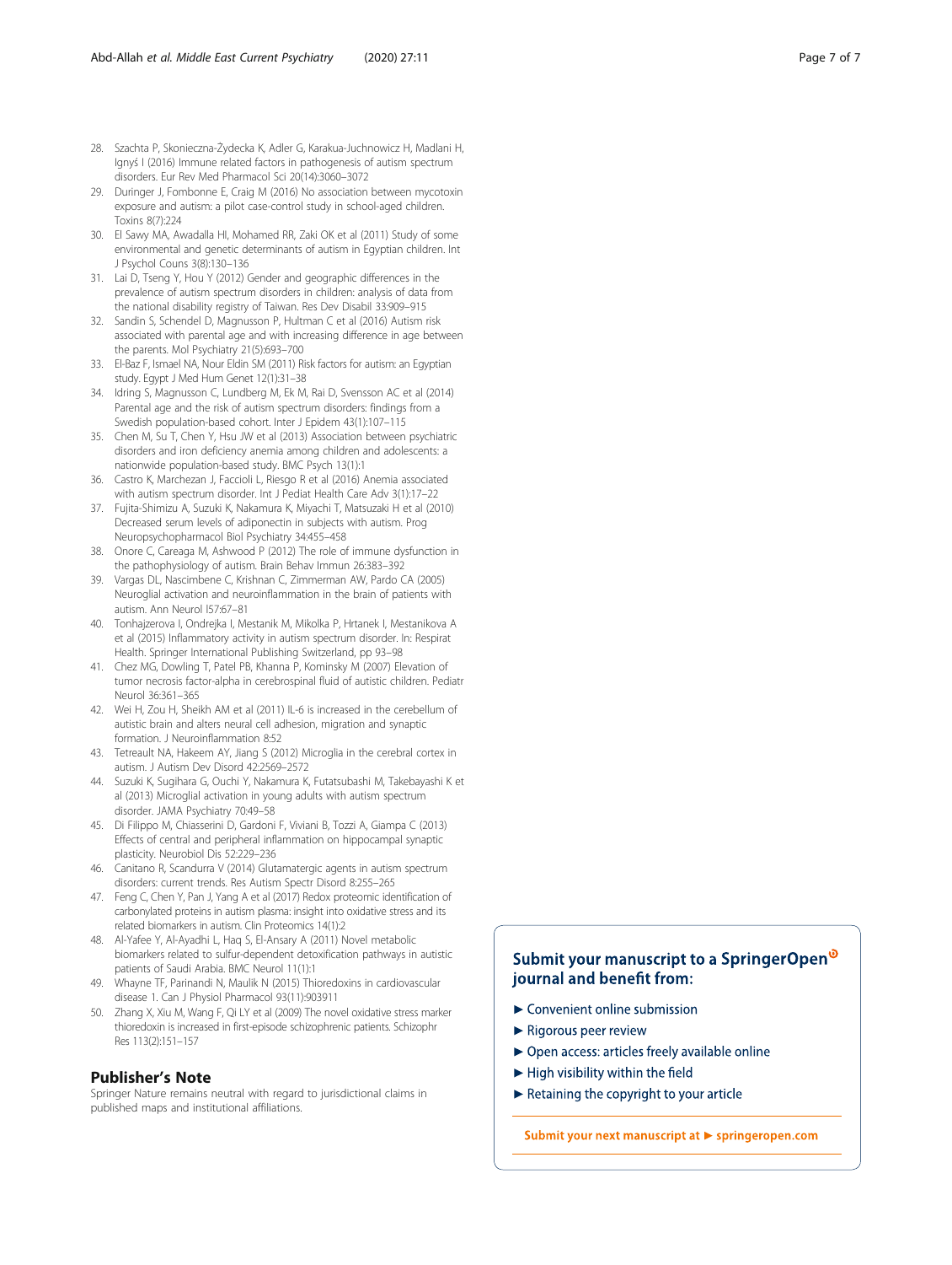28. Szachta P, Skonieczna-Żydecka K, Adler G, Karakua-Juchnowicz H, Madlani H, Ignyś I (2016) Immune related factors in pathogenesis of autism spectrum disorders. Eur Rev Med Pharmacol Sci 20(14):3060–3072
29. Duringer J, Fombonne E, Craig M (2016) No association between mycotoxin exposure and autism: a pilot case-control study in school-aged children. Toxins 8(7):224
30. El Sawy MA, Awadalla HI, Mohamed RR, Zaki OK et al (2011) Study of some environmental and genetic determinants of autism in Egyptian children. Int J Psychol Couns 3(8):130–136
31. Lai D, Tseng Y, Hou Y (2012) Gender and geographic differences in the prevalence of autism spectrum disorders in children: analysis of data from the national disability registry of Taiwan. Res Dev Disabil 33:909–915
32. Sandin S, Schendel D, Magnusson P, Hultman C et al (2016) Autism risk associated with parental age and with increasing difference in age between the parents. Mol Psychiatry 21(5):693–700
33. El-Baz F, Ismael NA, Nour Eldin SM (2011) Risk factors for autism: an Egyptian study. Egypt J Med Hum Genet 12(1):31–38
34. Idring S, Magnusson C, Lundberg M, Ek M, Rai D, Svensson AC et al (2014) Parental age and the risk of autism spectrum disorders: findings from a Swedish population-based cohort. Inter J Epidem 43(1):107–115
35. Chen M, Su T, Chen Y, Hsu JW et al (2013) Association between psychiatric disorders and iron deficiency anemia among children and adolescents: a nationwide population-based study. BMC Psych 13(1):1
36. Castro K, Marchezan J, Faccioli L, Riesgo R et al (2016) Anemia associated with autism spectrum disorder. Int J Pediat Health Care Adv 3(1):17–22
37. Fujita-Shimizu A, Suzuki K, Nakamura K, Miyachi T, Matsuzaki H et al (2010) Decreased serum levels of adiponectin in subjects with autism. Prog Neuropsychopharmacol Biol Psychiatry 34:455–458
38. Onore C, Careaga M, Ashwood P (2012) The role of immune dysfunction in the pathophysiology of autism. Brain Behav Immun 26:383–392
39. Vargas DL, Nascimbene C, Krishnan C, Zimmerman AW, Pardo CA (2005) Neuroglial activation and neuroinflammation in the brain of patients with autism. Ann Neurol l57:67–81
40. Tonhajzerova I, Ondrejka I, Mestanik M, Mikolka P, Hrtanek I, Mestanikova A et al (2015) Inflammatory activity in autism spectrum disorder. In: Respirat Health. Springer International Publishing Switzerland, pp 93–98
41. Chez MG, Dowling T, Patel PB, Khanna P, Kominsky M (2007) Elevation of tumor necrosis factor-alpha in cerebrospinal fluid of autistic children. Pediatr Neurol 36:361–365
42. Wei H, Zou H, Sheikh AM et al (2011) IL-6 is increased in the cerebellum of autistic brain and alters neural cell adhesion, migration and synaptic formation. J Neuroinflammation 8:52
43. Tetreault NA, Hakeem AY, Jiang S (2012) Microglia in the cerebral cortex in autism. J Autism Dev Disord 42:2569–2572
44. Suzuki K, Sugihara G, Ouchi Y, Nakamura K, Futatsubashi M, Takebayashi K et al (2013) Microglial activation in young adults with autism spectrum disorder. JAMA Psychiatry 70:49–58
45. Di Filippo M, Chiasserini D, Gardoni F, Viviani B, Tozzi A, Giampa C (2013) Effects of central and peripheral inflammation on hippocampal synaptic plasticity. Neurobiol Dis 52:229–236
46. Canitano R, Scandurra V (2014) Glutamatergic agents in autism spectrum disorders: current trends. Res Autism Spectr Disord 8:255–265
47. Feng C, Chen Y, Pan J, Yang A et al (2017) Redox proteomic identification of carbonylated proteins in autism plasma: insight into oxidative stress and its related biomarkers in autism. Clin Proteomics 14(1):2
48. Al-Yafee Y, Al-Ayadhi L, Haq S, El-Ansary A (2011) Novel metabolic biomarkers related to sulfur-dependent detoxification pathways in autistic patients of Saudi Arabia. BMC Neurol 11(1):1
49. Whayne TF, Parinandi N, Maulik N (2015) Thioredoxins in cardiovascular disease 1. Can J Physiol Pharmacol 93(11):903911
50. Zhang X, Xiu M, Wang F, Qi LY et al (2009) The novel oxidative stress marker thioredoxin is increased in first-episode schizophrenic patients. Schizophr Res 113(2):151–157

## Publisher's Note

Springer Nature remains neutral with regard to jurisdictional claims in published maps and institutional affiliations.

**Submit your manuscript to a SpringerOpen journal and benefit from:**

- ► Convenient online submission
- ► Rigorous peer review
- ► Open access: articles freely available online
- ► High visibility within the field
- ► Retaining the copyright to your article

**Submit your next manuscript at ► springeropen.com**